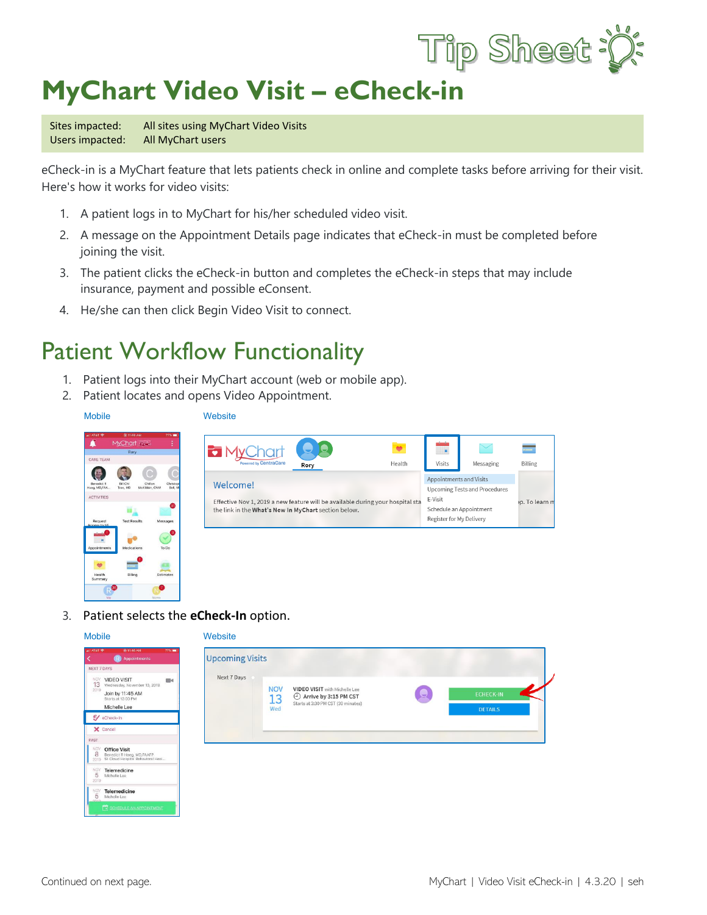Tip Sheet

# MyChart Video Visit – eCheck-in

| | |
|---|---|
| Sites impacted: | All sites using MyChart Video Visits |
| Users impacted: | All MyChart users |

eCheck-in is a MyChart feature that lets patients check in online and complete tasks before arriving for their visit. Here's how it works for video visits:

1. A patient logs in to MyChart for his/her scheduled video visit.
2. A message on the Appointment Details page indicates that eCheck-in must be completed before joining the visit.
3. The patient clicks the eCheck-in button and completes the eCheck-in steps that may include insurance, payment and possible eConsent.
4. He/she can then click Begin Video Visit to connect.

# Patient Workflow Functionality

1. Patient logs into their MyChart account (web or mobile app).
2. Patient locates and opens Video Appointment.

Mobile

Website

3. Patient selects the **eCheck-In** option.

Mobile

Website

Continued on next page.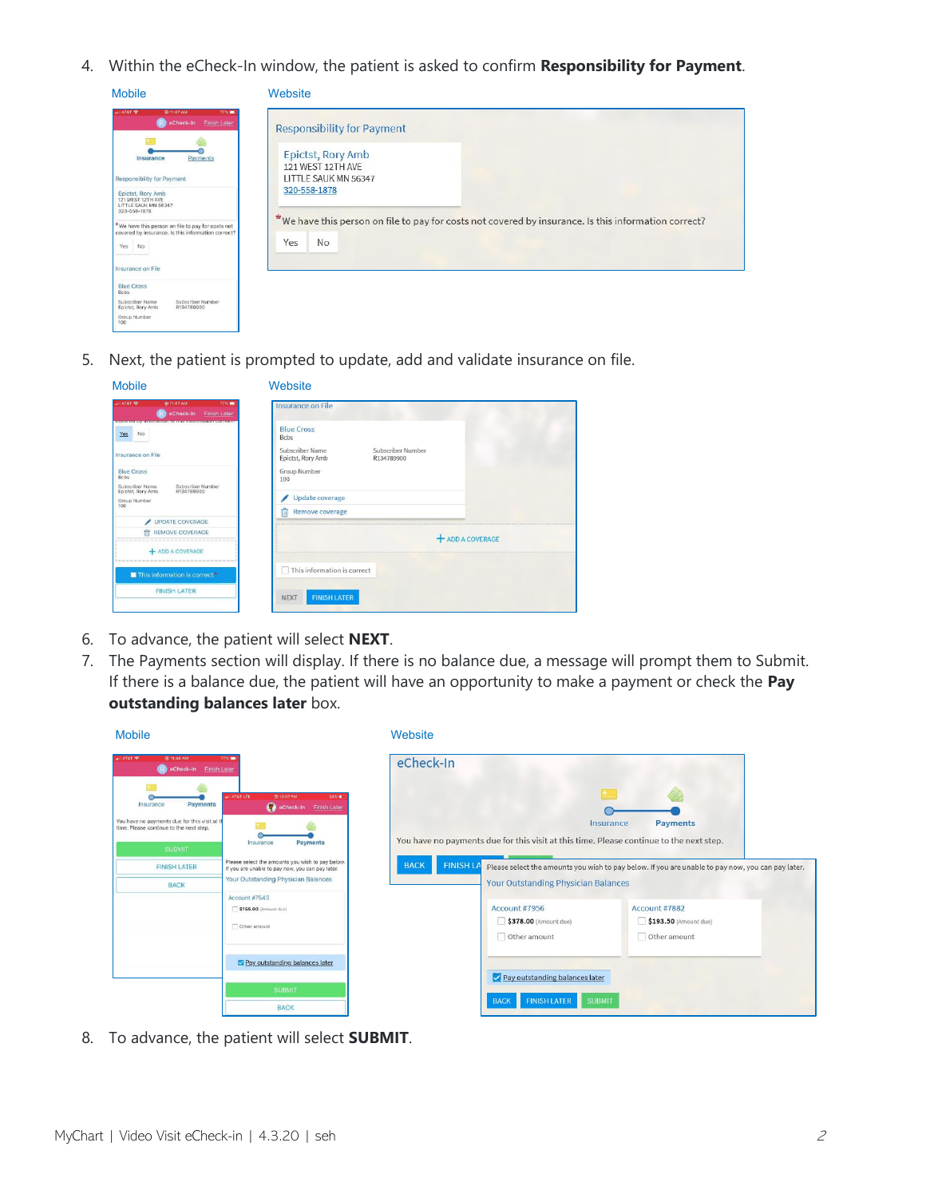4. Within the eCheck-In window, the patient is asked to confirm **Responsibility for Payment**.

Mobile

Website

5. Next, the patient is prompted to update, add and validate insurance on file.

Mobile

Website

6. To advance, the patient will select **NEXT**.
7. The Payments section will display. If there is no balance due, a message will prompt them to Submit. If there is a balance due, the patient will have an opportunity to make a payment or check the **Pay outstanding balances later** box.

Mobile

Website

8. To advance, the patient will select **SUBMIT**.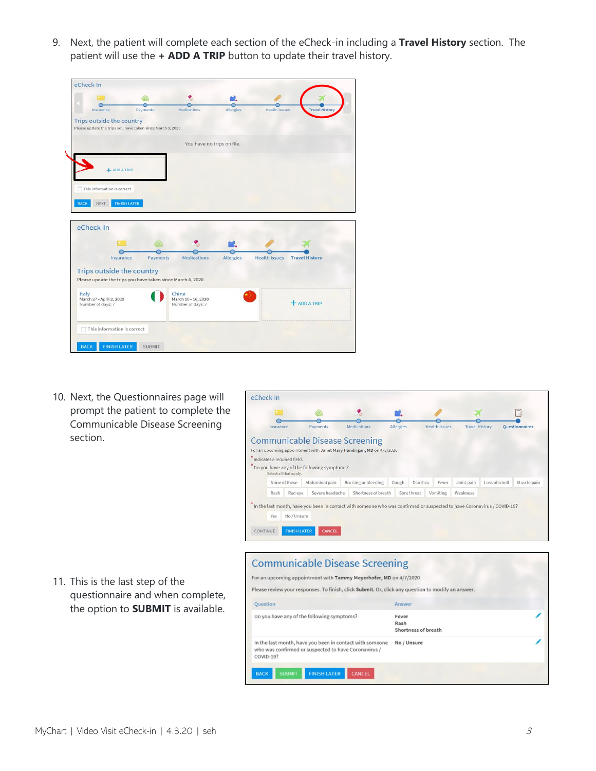9. Next, the patient will complete each section of the eCheck-in including a **Travel History** section. The patient will use the **+ ADD A TRIP** button to update their travel history.

10. Next, the Questionnaires page will prompt the patient to complete the Communicable Disease Screening section.

11. This is the last step of the questionnaire and when complete, the option to **SUBMIT** is available.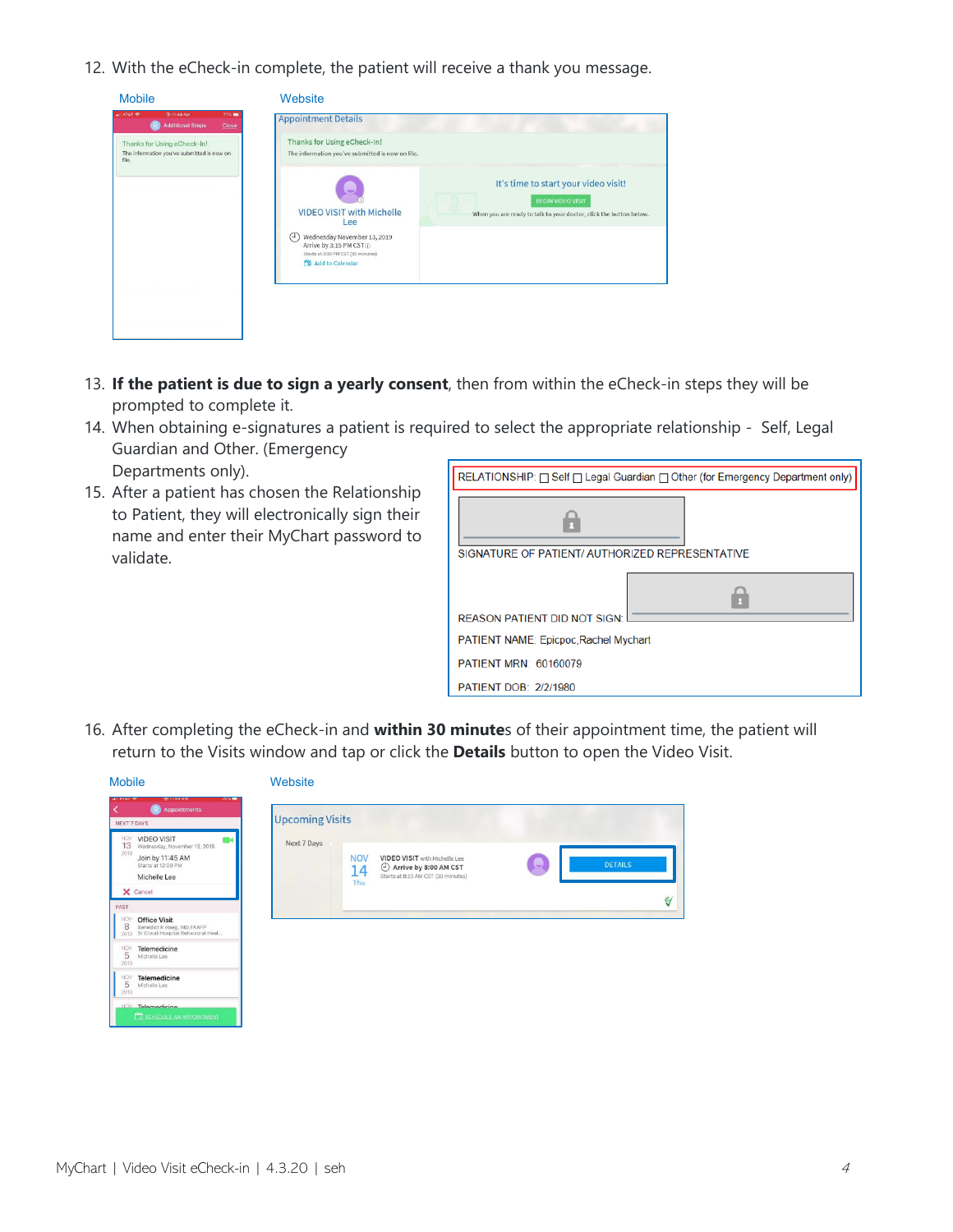12. With the eCheck-in complete, the patient will receive a thank you message.

Mobile

Website

13. **If the patient is due to sign a yearly consent**, then from within the eCheck-in steps they will be prompted to complete it.
14. When obtaining e-signatures a patient is required to select the appropriate relationship - Self, Legal Guardian and Other. (Emergency Departments only).
15. After a patient has chosen the Relationship to Patient, they will electronically sign their name and enter their MyChart password to validate.

16. After completing the eCheck-in and **within 30 minute**s of their appointment time, the patient will return to the Visits window and tap or click the **Details** button to open the Video Visit.

Mobile

Website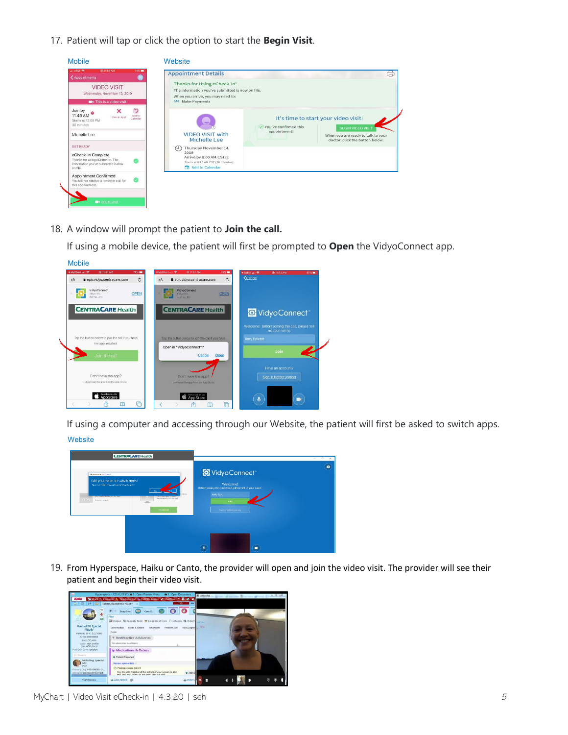17. Patient will tap or click the option to start the **Begin Visit**.

Mobile

Website

18. A window will prompt the patient to **Join the call.**

If using a mobile device, the patient will first be prompted to **Open** the VidyoConnect app.

Mobile

If using a computer and accessing through our Website, the patient will first be asked to switch apps.

Website

19. From Hyperspace, Haiku or Canto, the provider will open and join the video visit. The provider will see their patient and begin their video visit.